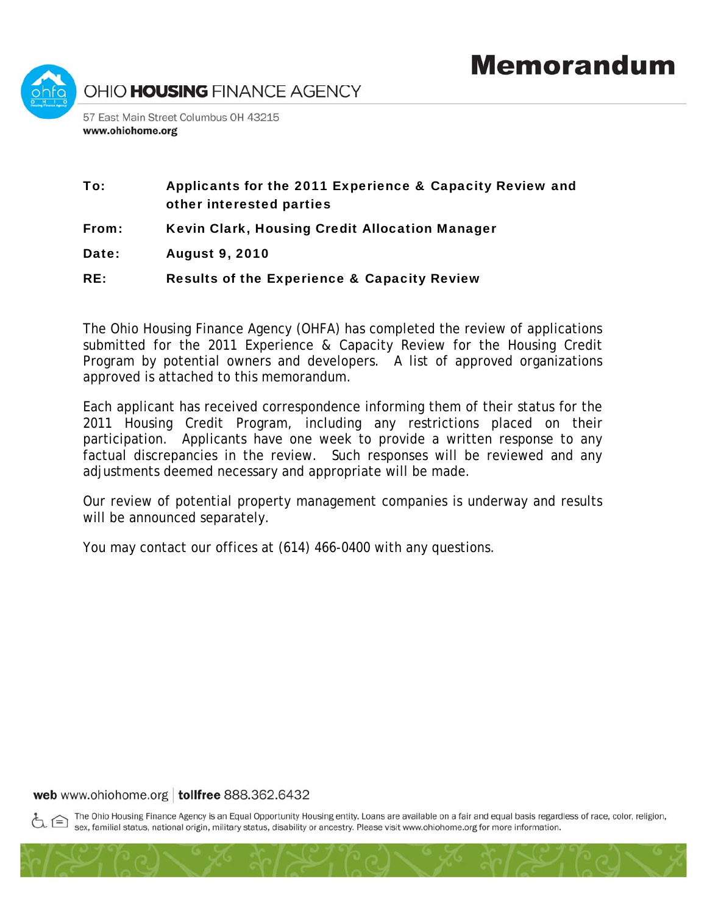# Memorandum

OHIO **HOUSING** FINANCE AGENCY

57 East Main Street Columbus OH 43215
**www.ohiohome.org**

| | |
|---|---|
| **To:** | **Applicants for the 2011 Experience & Capacity Review and other interested parties** |
| **From:** | **Kevin Clark, Housing Credit Allocation Manager** |
| **Date:** | **August 9, 2010** |
| **RE:** | **Results of the Experience & Capacity Review** |

The Ohio Housing Finance Agency (OHFA) has completed the review of applications submitted for the 2011 Experience & Capacity Review for the Housing Credit Program by potential owners and developers. A list of approved organizations approved is attached to this memorandum.

Each applicant has received correspondence informing them of their status for the 2011 Housing Credit Program, including any restrictions placed on their participation. Applicants have one week to provide a written response to any factual discrepancies in the review. Such responses will be reviewed and any adjustments deemed necessary and appropriate will be made.

Our review of potential property management companies is underway and results will be announced separately.

You may contact our offices at (614) 466-0400 with any questions.

**web** www.ohiohome.org | **tollfree** 888.362.6432

The Ohio Housing Finance Agency is an Equal Opportunity Housing entity. Loans are available on a fair and equal basis regardless of race, color, religion, sex, familial status, national origin, military status, disability or ancestry. Please visit www.ohiohome.org for more information.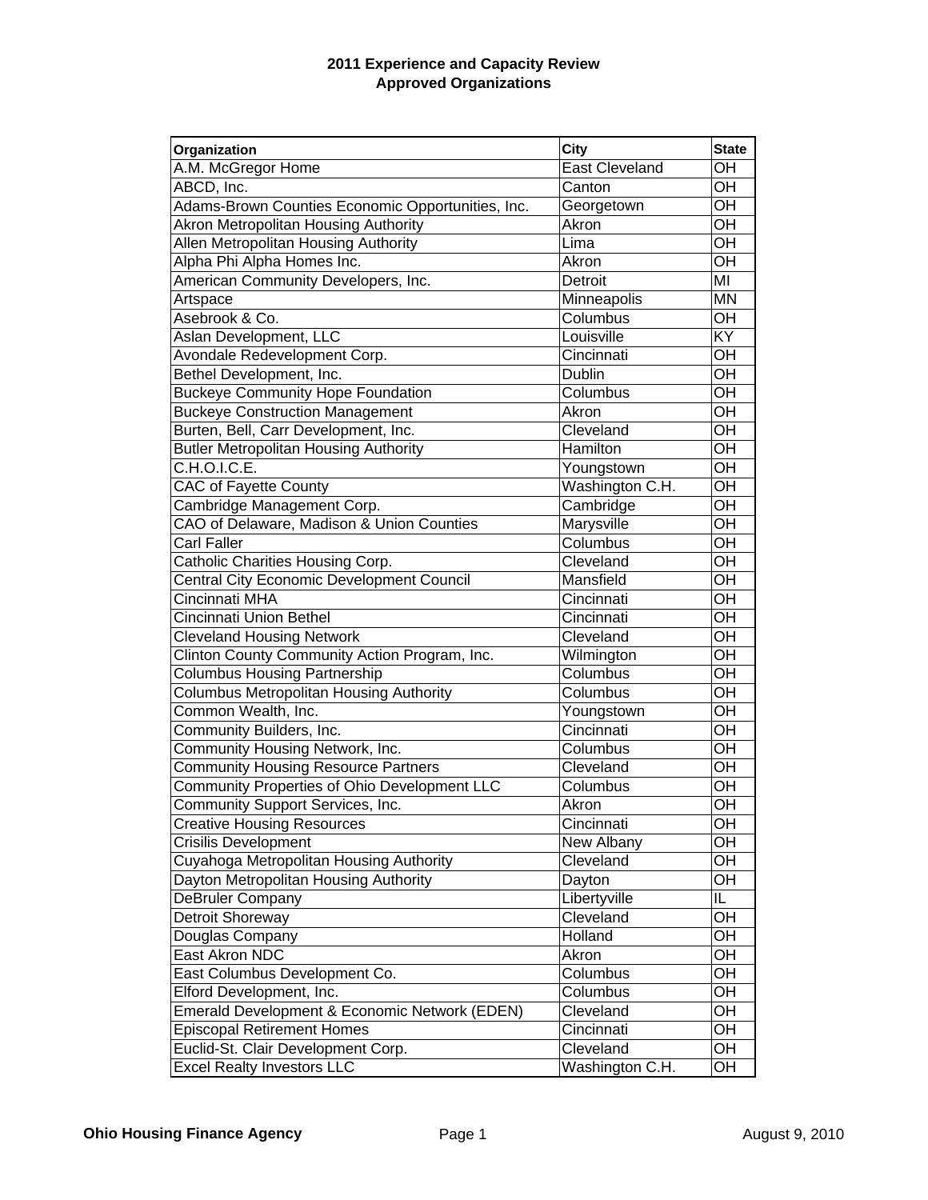**2011 Experience and Capacity Review**
**Approved Organizations**

| Organization | City | State |
|---|---|---|
| A.M. McGregor Home | East Cleveland | OH |
| ABCD, Inc. | Canton | OH |
| Adams-Brown Counties Economic Opportunities, Inc. | Georgetown | OH |
| Akron Metropolitan Housing Authority | Akron | OH |
| Allen Metropolitan Housing Authority | Lima | OH |
| Alpha Phi Alpha Homes Inc. | Akron | OH |
| American Community Developers, Inc. | Detroit | MI |
| Artspace | Minneapolis | MN |
| Asebrook & Co. | Columbus | OH |
| Aslan Development, LLC | Louisville | KY |
| Avondale Redevelopment Corp. | Cincinnati | OH |
| Bethel Development, Inc. | Dublin | OH |
| Buckeye Community Hope Foundation | Columbus | OH |
| Buckeye Construction Management | Akron | OH |
| Burten, Bell, Carr Development, Inc. | Cleveland | OH |
| Butler Metropolitan Housing Authority | Hamilton | OH |
| C.H.O.I.C.E. | Youngstown | OH |
| CAC of Fayette County | Washington C.H. | OH |
| Cambridge Management Corp. | Cambridge | OH |
| CAO of Delaware, Madison & Union Counties | Marysville | OH |
| Carl Faller | Columbus | OH |
| Catholic Charities Housing Corp. | Cleveland | OH |
| Central City Economic Development Council | Mansfield | OH |
| Cincinnati MHA | Cincinnati | OH |
| Cincinnati Union Bethel | Cincinnati | OH |
| Cleveland Housing Network | Cleveland | OH |
| Clinton County Community Action Program, Inc. | Wilmington | OH |
| Columbus Housing Partnership | Columbus | OH |
| Columbus Metropolitan Housing Authority | Columbus | OH |
| Common Wealth, Inc. | Youngstown | OH |
| Community Builders, Inc. | Cincinnati | OH |
| Community Housing Network, Inc. | Columbus | OH |
| Community Housing Resource Partners | Cleveland | OH |
| Community Properties of Ohio Development LLC | Columbus | OH |
| Community Support Services, Inc. | Akron | OH |
| Creative Housing Resources | Cincinnati | OH |
| Crisilis Development | New Albany | OH |
| Cuyahoga Metropolitan Housing Authority | Cleveland | OH |
| Dayton Metropolitan Housing Authority | Dayton | OH |
| DeBruler Company | Libertyville | IL |
| Detroit Shoreway | Cleveland | OH |
| Douglas Company | Holland | OH |
| East Akron NDC | Akron | OH |
| East Columbus Development Co. | Columbus | OH |
| Elford Development, Inc. | Columbus | OH |
| Emerald Development & Economic Network (EDEN) | Cleveland | OH |
| Episcopal Retirement Homes | Cincinnati | OH |
| Euclid-St. Clair Development Corp. | Cleveland | OH |
| Excel Realty Investors LLC | Washington C.H. | OH |

**Ohio Housing Finance Agency** August 9, 2010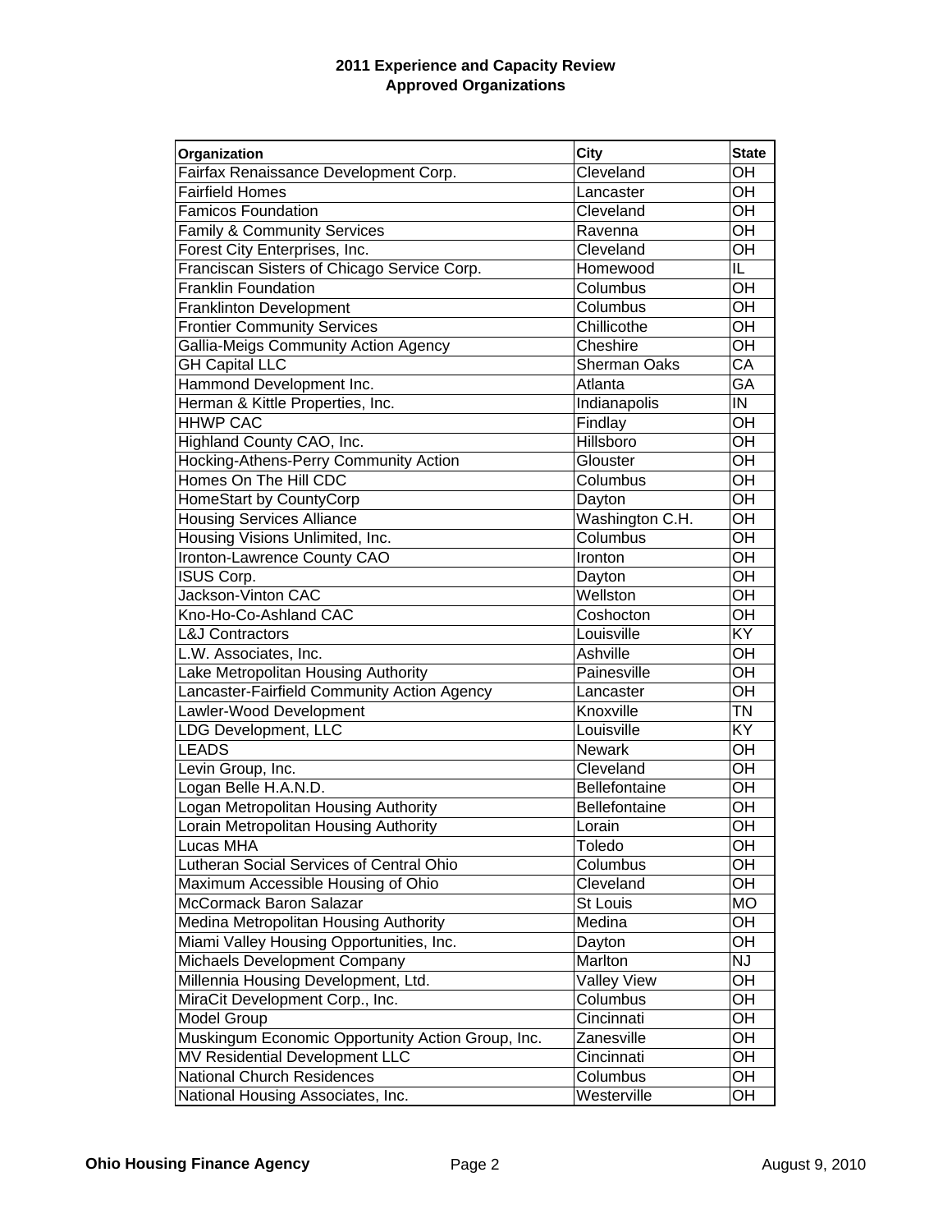**2011 Experience and Capacity Review**
**Approved Organizations**

| Organization | City | State |
|---|---|---|
| Fairfax Renaissance Development Corp. | Cleveland | OH |
| Fairfield Homes | Lancaster | OH |
| Famicos Foundation | Cleveland | OH |
| Family & Community Services | Ravenna | OH |
| Forest City Enterprises, Inc. | Cleveland | OH |
| Franciscan Sisters of Chicago Service Corp. | Homewood | IL |
| Franklin Foundation | Columbus | OH |
| Franklinton Development | Columbus | OH |
| Frontier Community Services | Chillicothe | OH |
| Gallia-Meigs Community Action Agency | Cheshire | OH |
| GH Capital LLC | Sherman Oaks | CA |
| Hammond Development Inc. | Atlanta | GA |
| Herman & Kittle Properties, Inc. | Indianapolis | IN |
| HHWP CAC | Findlay | OH |
| Highland County CAO, Inc. | Hillsboro | OH |
| Hocking-Athens-Perry Community Action | Glouster | OH |
| Homes On The Hill CDC | Columbus | OH |
| HomeStart by CountyCorp | Dayton | OH |
| Housing Services Alliance | Washington C.H. | OH |
| Housing Visions Unlimited, Inc. | Columbus | OH |
| Ironton-Lawrence County CAO | Ironton | OH |
| ISUS Corp. | Dayton | OH |
| Jackson-Vinton CAC | Wellston | OH |
| Kno-Ho-Co-Ashland CAC | Coshocton | OH |
| L&J Contractors | Louisville | KY |
| L.W. Associates, Inc. | Ashville | OH |
| Lake Metropolitan Housing Authority | Painesville | OH |
| Lancaster-Fairfield Community Action Agency | Lancaster | OH |
| Lawler-Wood Development | Knoxville | TN |
| LDG Development, LLC | Louisville | KY |
| LEADS | Newark | OH |
| Levin Group, Inc. | Cleveland | OH |
| Logan Belle H.A.N.D. | Bellefontaine | OH |
| Logan Metropolitan Housing Authority | Bellefontaine | OH |
| Lorain Metropolitan Housing Authority | Lorain | OH |
| Lucas MHA | Toledo | OH |
| Lutheran Social Services of Central Ohio | Columbus | OH |
| Maximum Accessible Housing of Ohio | Cleveland | OH |
| McCormack Baron Salazar | St Louis | MO |
| Medina Metropolitan Housing Authority | Medina | OH |
| Miami Valley Housing Opportunities, Inc. | Dayton | OH |
| Michaels Development Company | Marlton | NJ |
| Millennia Housing Development, Ltd. | Valley View | OH |
| MiraCit Development Corp., Inc. | Columbus | OH |
| Model Group | Cincinnati | OH |
| Muskingum Economic Opportunity Action Group, Inc. | Zanesville | OH |
| MV Residential Development LLC | Cincinnati | OH |
| National Church Residences | Columbus | OH |
| National Housing Associates, Inc. | Westerville | OH |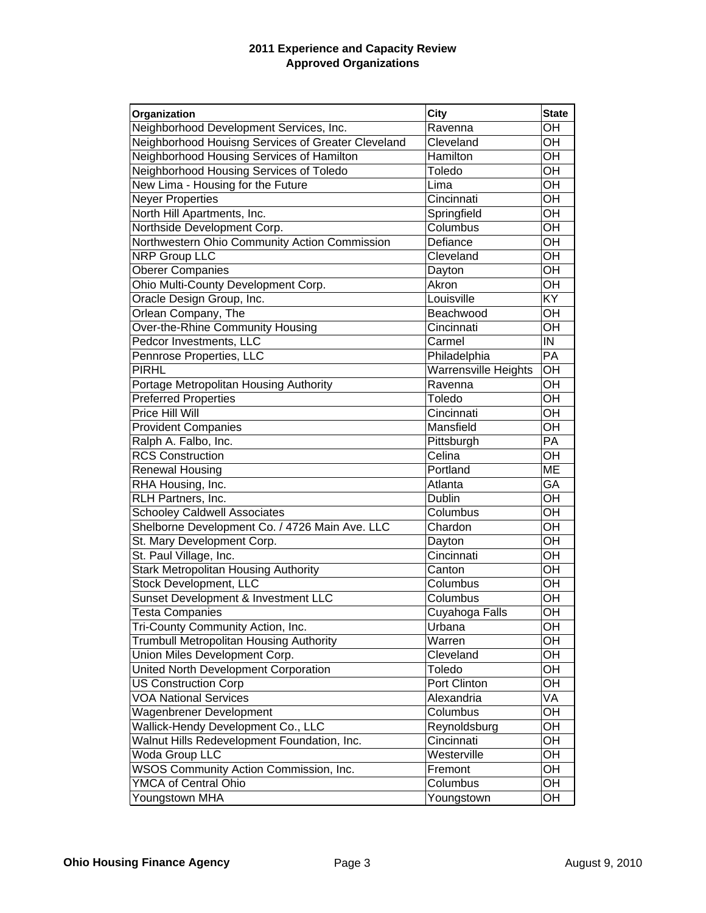**2011 Experience and Capacity Review**
**Approved Organizations**

| Organization | City | State |
|---|---|---|
| Neighborhood Development Services, Inc. | Ravenna | OH |
| Neighborhood Houisng Services of Greater Cleveland | Cleveland | OH |
| Neighborhood Housing Services of Hamilton | Hamilton | OH |
| Neighborhood Housing Services of Toledo | Toledo | OH |
| New Lima - Housing for the Future | Lima | OH |
| Neyer Properties | Cincinnati | OH |
| North Hill Apartments, Inc. | Springfield | OH |
| Northside Development Corp. | Columbus | OH |
| Northwestern Ohio Community Action Commission | Defiance | OH |
| NRP Group LLC | Cleveland | OH |
| Oberer Companies | Dayton | OH |
| Ohio Multi-County Development Corp. | Akron | OH |
| Oracle Design Group, Inc. | Louisville | KY |
| Orlean Company, The | Beachwood | OH |
| Over-the-Rhine Community Housing | Cincinnati | OH |
| Pedcor Investments, LLC | Carmel | IN |
| Pennrose Properties, LLC | Philadelphia | PA |
| PIRHL | Warrensville Heights | OH |
| Portage Metropolitan Housing Authority | Ravenna | OH |
| Preferred Properties | Toledo | OH |
| Price Hill Will | Cincinnati | OH |
| Provident Companies | Mansfield | OH |
| Ralph A. Falbo, Inc. | Pittsburgh | PA |
| RCS Construction | Celina | OH |
| Renewal Housing | Portland | ME |
| RHA Housing, Inc. | Atlanta | GA |
| RLH Partners, Inc. | Dublin | OH |
| Schooley Caldwell Associates | Columbus | OH |
| Shelborne Development Co. / 4726 Main Ave. LLC | Chardon | OH |
| St. Mary Development Corp. | Dayton | OH |
| St. Paul Village, Inc. | Cincinnati | OH |
| Stark Metropolitan Housing Authority | Canton | OH |
| Stock Development, LLC | Columbus | OH |
| Sunset Development & Investment LLC | Columbus | OH |
| Testa Companies | Cuyahoga Falls | OH |
| Tri-County Community Action, Inc. | Urbana | OH |
| Trumbull Metropolitan Housing Authority | Warren | OH |
| Union Miles Development Corp. | Cleveland | OH |
| United North Development Corporation | Toledo | OH |
| US Construction Corp | Port Clinton | OH |
| VOA National Services | Alexandria | VA |
| Wagenbrener Development | Columbus | OH |
| Wallick-Hendy Development Co., LLC | Reynoldsburg | OH |
| Walnut Hills Redevelopment Foundation, Inc. | Cincinnati | OH |
| Woda Group LLC | Westerville | OH |
| WSOS Community Action Commission, Inc. | Fremont | OH |
| YMCA of Central Ohio | Columbus | OH |
| Youngstown MHA | Youngstown | OH |